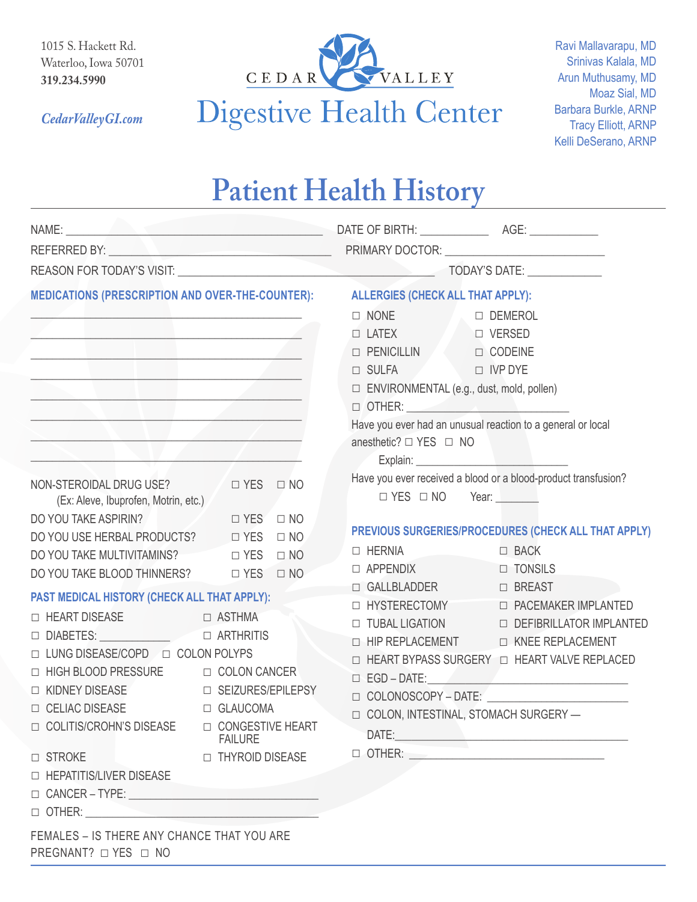1015 S. Hackett Rd.
Waterloo, Iowa 50701
**319.234.5990**

*CedarValleyGI.com*

CEDAR VALLEY

# Digestive Health Center

Ravi Mallavarapu, MD
Srinivas Kalala, MD
Arun Muthusamy, MD
Moaz Sial, MD
Barbara Burkle, ARNP
Tracy Elliott, ARNP
Kelli DeSerano, ARNP

# Patient Health History

NAME: ______________________________ DATE OF BIRTH: __________ AGE: __________

REFERRED BY: ______________________________ PRIMARY DOCTOR: ______________________

REASON FOR TODAY'S VISIT: ______________________________ TODAY'S DATE: __________

## MEDICATIONS (PRESCRIPTION AND OVER-THE-COUNTER):

________________________________________

________________________________________

________________________________________

________________________________________

________________________________________

________________________________________

________________________________________

________________________________________

NON-STEROIDAL DRUG USE? ☐ YES ☐ NO
(Ex: Aleve, Ibuprofen, Motrin, etc.)

DO YOU TAKE ASPIRIN? ☐ YES ☐ NO

DO YOU USE HERBAL PRODUCTS? ☐ YES ☐ NO

DO YOU TAKE MULTIVITAMINS? ☐ YES ☐ NO

DO YOU TAKE BLOOD THINNERS? ☐ YES ☐ NO

## PAST MEDICAL HISTORY (CHECK ALL THAT APPLY):

- ☐ HEART DISEASE
- ☐ ASTHMA
- ☐ DIABETES: __________
- ☐ ARTHRITIS
- ☐ LUNG DISEASE/COPD
- ☐ COLON POLYPS
- ☐ HIGH BLOOD PRESSURE
- ☐ COLON CANCER
- ☐ KIDNEY DISEASE
- ☐ SEIZURES/EPILEPSY
- ☐ CELIAC DISEASE
- ☐ GLAUCOMA
- ☐ COLITIS/CROHN'S DISEASE
- ☐ CONGESTIVE HEART FAILURE
- ☐ STROKE
- ☐ THYROID DISEASE
- ☐ HEPATITIS/LIVER DISEASE
- ☐ CANCER – TYPE: ______________________
- ☐ OTHER: ______________________

FEMALES – IS THERE ANY CHANCE THAT YOU ARE PREGNANT? ☐ YES ☐ NO

## ALLERGIES (CHECK ALL THAT APPLY):

- ☐ NONE
- ☐ DEMEROL
- ☐ LATEX
- ☐ VERSED
- ☐ PENICILLIN
- ☐ CODEINE
- ☐ SULFA
- ☐ IVP DYE
- ☐ ENVIRONMENTAL (e.g., dust, mold, pollen)
- ☐ OTHER: ______________________

Have you ever had an unusual reaction to a general or local anesthetic? ☐ YES ☐ NO

Explain: ______________________

Have you ever received a blood or a blood-product transfusion?

☐ YES ☐ NO Year: ________

## PREVIOUS SURGERIES/PROCEDURES (CHECK ALL THAT APPLY)

- ☐ HERNIA
- ☐ BACK
- ☐ APPENDIX
- ☐ TONSILS
- ☐ GALLBLADDER
- ☐ BREAST
- ☐ HYSTERECTOMY
- ☐ PACEMAKER IMPLANTED
- ☐ TUBAL LIGATION
- ☐ DEFIBRILLATOR IMPLANTED
- ☐ HIP REPLACEMENT
- ☐ KNEE REPLACEMENT
- ☐ HEART BYPASS SURGERY
- ☐ HEART VALVE REPLACED
- ☐ EGD – DATE: ______________________
- ☐ COLONOSCOPY – DATE: ______________________
- ☐ COLON, INTESTINAL, STOMACH SURGERY — DATE: ______________________
- ☐ OTHER: ______________________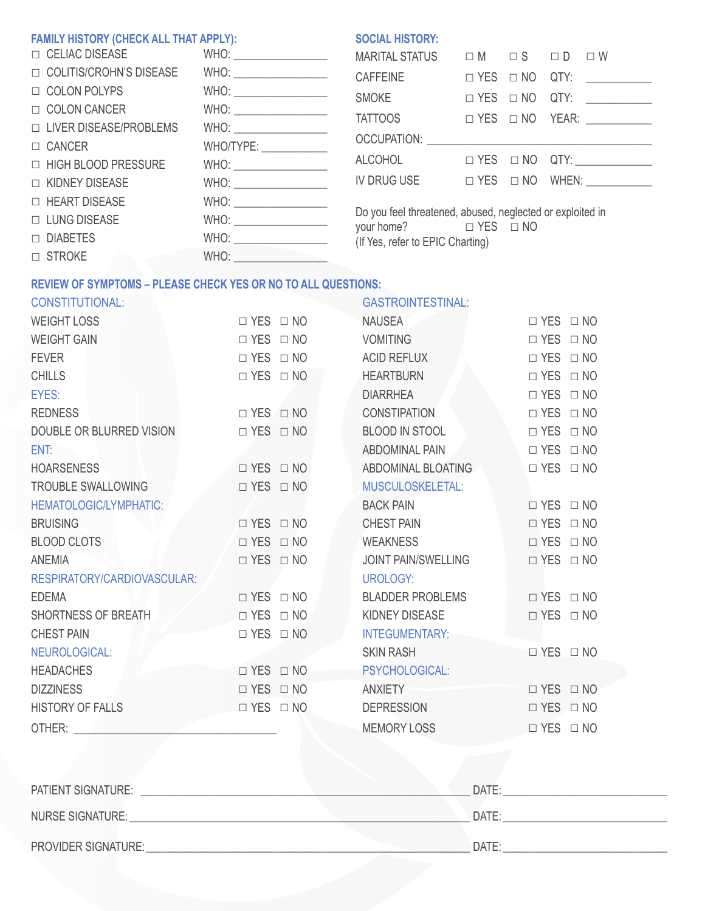## FAMILY HISTORY (CHECK ALL THAT APPLY):

- ☐ CELIAC DISEASE WHO: ____________
- ☐ COLITIS/CROHN'S DISEASE WHO: ____________
- ☐ COLON POLYPS WHO: ____________
- ☐ COLON CANCER WHO: ____________
- ☐ LIVER DISEASE/PROBLEMS WHO: ____________
- ☐ CANCER WHO/TYPE: ____________
- ☐ HIGH BLOOD PRESSURE WHO: ____________
- ☐ KIDNEY DISEASE WHO: ____________
- ☐ HEART DISEASE WHO: ____________
- ☐ LUNG DISEASE WHO: ____________
- ☐ DIABETES WHO: ____________
- ☐ STROKE WHO: ____________

## SOCIAL HISTORY:

MARITAL STATUS ☐ M ☐ S ☐ D ☐ W

CAFFEINE ☐ YES ☐ NO QTY: ____________

SMOKE ☐ YES ☐ NO QTY: ____________

TATTOOS ☐ YES ☐ NO YEAR: ____________

OCCUPATION: ____________________________

ALCOHOL ☐ YES ☐ NO QTY: ____________

IV DRUG USE ☐ YES ☐ NO WHEN: ____________

Do you feel threatened, abused, neglected or exploited in your home? ☐ YES ☐ NO
(If Yes, refer to EPIC Charting)

## REVIEW OF SYMPTOMS – PLEASE CHECK YES OR NO TO ALL QUESTIONS:

### CONSTITUTIONAL:

- WEIGHT LOSS ☐ YES ☐ NO
- WEIGHT GAIN ☐ YES ☐ NO
- FEVER ☐ YES ☐ NO
- CHILLS ☐ YES ☐ NO

### EYES:

- REDNESS ☐ YES ☐ NO
- DOUBLE OR BLURRED VISION ☐ YES ☐ NO

### ENT:

- HOARSENESS ☐ YES ☐ NO
- TROUBLE SWALLOWING ☐ YES ☐ NO

### HEMATOLOGIC/LYMPHATIC:

- BRUISING ☐ YES ☐ NO
- BLOOD CLOTS ☐ YES ☐ NO
- ANEMIA ☐ YES ☐ NO

### RESPIRATORY/CARDIOVASCULAR:

- EDEMA ☐ YES ☐ NO
- SHORTNESS OF BREATH ☐ YES ☐ NO
- CHEST PAIN ☐ YES ☐ NO

### NEUROLOGICAL:

- HEADACHES ☐ YES ☐ NO
- DIZZINESS ☐ YES ☐ NO
- HISTORY OF FALLS ☐ YES ☐ NO

OTHER: ____________________________

### GASTROINTESTINAL:

- NAUSEA ☐ YES ☐ NO
- VOMITING ☐ YES ☐ NO
- ACID REFLUX ☐ YES ☐ NO
- HEARTBURN ☐ YES ☐ NO
- DIARRHEA ☐ YES ☐ NO
- CONSTIPATION ☐ YES ☐ NO
- BLOOD IN STOOL ☐ YES ☐ NO
- ABDOMINAL PAIN ☐ YES ☐ NO
- ABDOMINAL BLOATING ☐ YES ☐ NO

### MUSCULOSKELETAL:

- BACK PAIN ☐ YES ☐ NO
- CHEST PAIN ☐ YES ☐ NO
- WEAKNESS ☐ YES ☐ NO
- JOINT PAIN/SWELLING ☐ YES ☐ NO

### UROLOGY:

- BLADDER PROBLEMS ☐ YES ☐ NO
- KIDNEY DISEASE ☐ YES ☐ NO

### INTEGUMENTARY:

- SKIN RASH ☐ YES ☐ NO

### PSYCHOLOGICAL:

- ANXIETY ☐ YES ☐ NO
- DEPRESSION ☐ YES ☐ NO
- MEMORY LOSS ☐ YES ☐ NO

PATIENT SIGNATURE: ____________________________ DATE: ____________

NURSE SIGNATURE: ____________________________ DATE: ____________

PROVIDER SIGNATURE: ____________________________ DATE: ____________